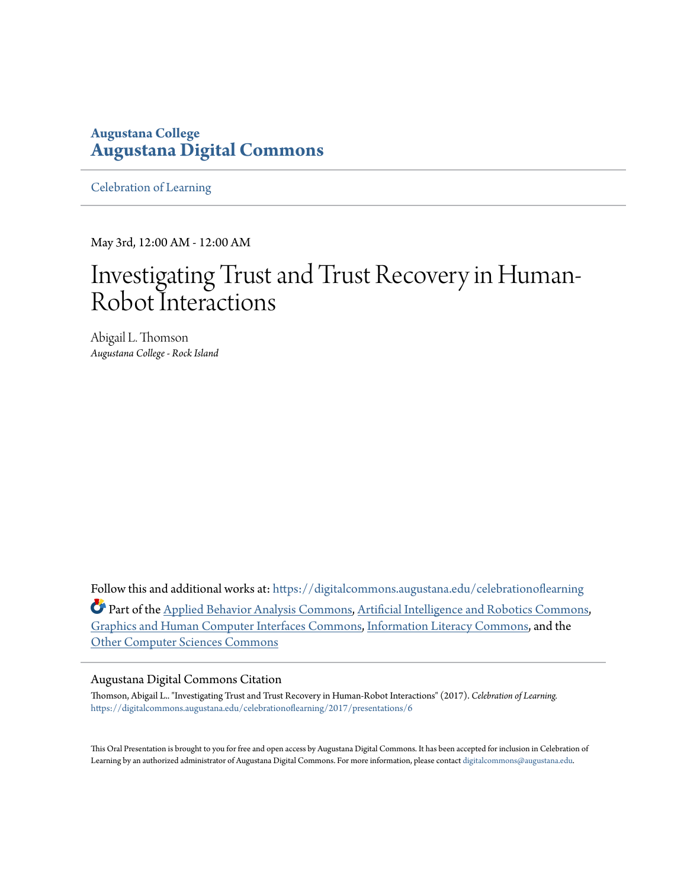Augustana College

**Augustana Digital Commons**

Celebration of Learning

May 3rd, 12:00 AM - 12:00 AM

# Investigating Trust and Trust Recovery in Human-Robot Interactions

Abigail L. Thomson
*Augustana College - Rock Island*

Follow this and additional works at: https://digitalcommons.augustana.edu/celebrationoflearning

Part of the Applied Behavior Analysis Commons, Artificial Intelligence and Robotics Commons, Graphics and Human Computer Interfaces Commons, Information Literacy Commons, and the Other Computer Sciences Commons

## Augustana Digital Commons Citation

Thomson, Abigail L.. "Investigating Trust and Trust Recovery in Human-Robot Interactions" (2017). *Celebration of Learning.*
https://digitalcommons.augustana.edu/celebrationoflearning/2017/presentations/6

This Oral Presentation is brought to you for free and open access by Augustana Digital Commons. It has been accepted for inclusion in Celebration of Learning by an authorized administrator of Augustana Digital Commons. For more information, please contact digitalcommons@augustana.edu.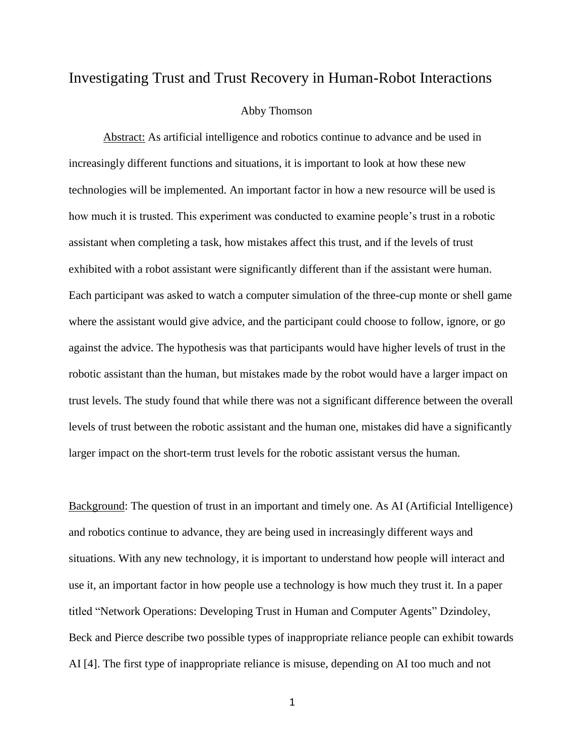# Investigating Trust and Trust Recovery in Human-Robot Interactions

Abby Thomson

Abstract: As artificial intelligence and robotics continue to advance and be used in increasingly different functions and situations, it is important to look at how these new technologies will be implemented. An important factor in how a new resource will be used is how much it is trusted. This experiment was conducted to examine people's trust in a robotic assistant when completing a task, how mistakes affect this trust, and if the levels of trust exhibited with a robot assistant were significantly different than if the assistant were human. Each participant was asked to watch a computer simulation of the three-cup monte or shell game where the assistant would give advice, and the participant could choose to follow, ignore, or go against the advice. The hypothesis was that participants would have higher levels of trust in the robotic assistant than the human, but mistakes made by the robot would have a larger impact on trust levels. The study found that while there was not a significant difference between the overall levels of trust between the robotic assistant and the human one, mistakes did have a significantly larger impact on the short-term trust levels for the robotic assistant versus the human.

Background: The question of trust in an important and timely one. As AI (Artificial Intelligence) and robotics continue to advance, they are being used in increasingly different ways and situations. With any new technology, it is important to understand how people will interact and use it, an important factor in how people use a technology is how much they trust it. In a paper titled "Network Operations: Developing Trust in Human and Computer Agents" Dzindoley, Beck and Pierce describe two possible types of inappropriate reliance people can exhibit towards AI [4]. The first type of inappropriate reliance is misuse, depending on AI too much and not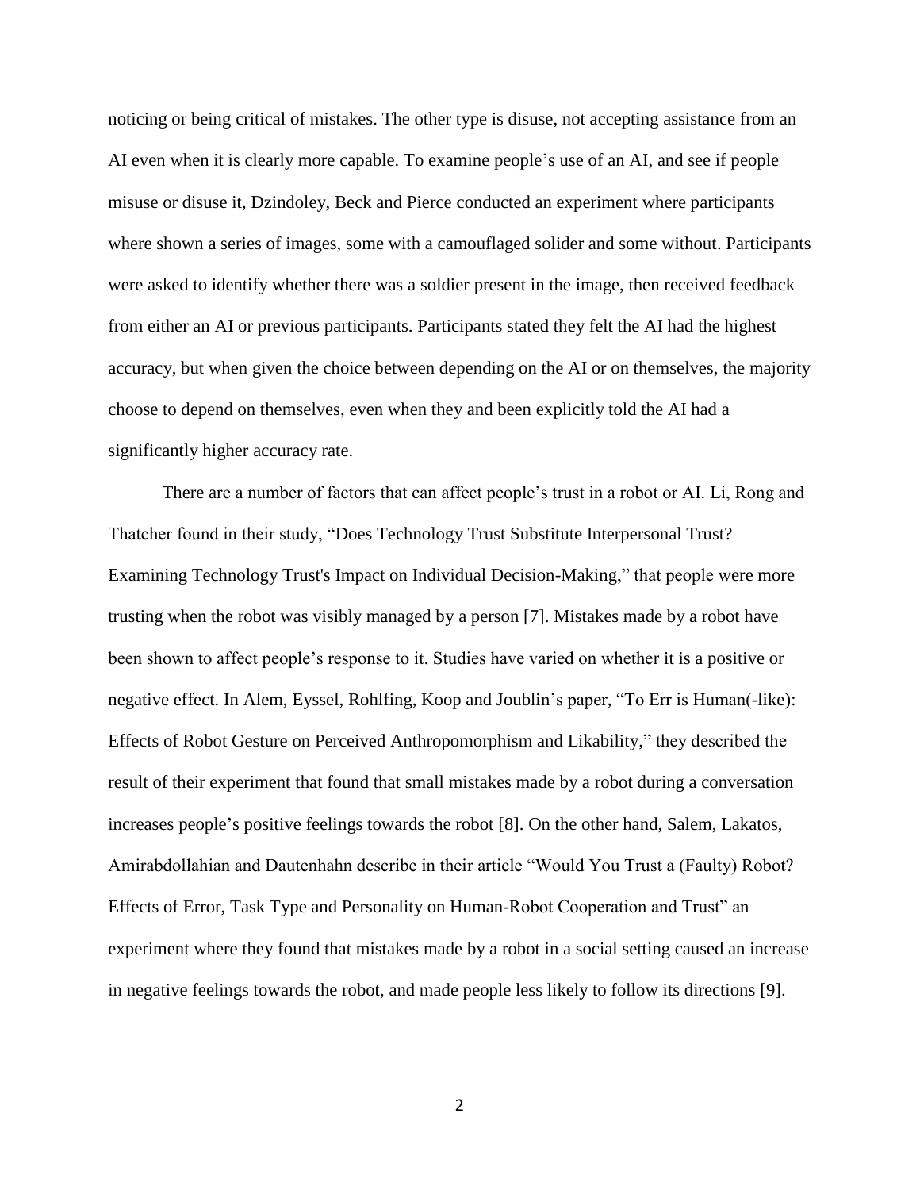noticing or being critical of mistakes. The other type is disuse, not accepting assistance from an AI even when it is clearly more capable. To examine people's use of an AI, and see if people misuse or disuse it, Dzindoley, Beck and Pierce conducted an experiment where participants where shown a series of images, some with a camouflaged solider and some without. Participants were asked to identify whether there was a soldier present in the image, then received feedback from either an AI or previous participants. Participants stated they felt the AI had the highest accuracy, but when given the choice between depending on the AI or on themselves, the majority choose to depend on themselves, even when they and been explicitly told the AI had a significantly higher accuracy rate.

There are a number of factors that can affect people's trust in a robot or AI. Li, Rong and Thatcher found in their study, "Does Technology Trust Substitute Interpersonal Trust? Examining Technology Trust's Impact on Individual Decision-Making," that people were more trusting when the robot was visibly managed by a person [7]. Mistakes made by a robot have been shown to affect people's response to it. Studies have varied on whether it is a positive or negative effect. In Alem, Eyssel, Rohlfing, Koop and Joublin's paper, "To Err is Human(-like): Effects of Robot Gesture on Perceived Anthropomorphism and Likability," they described the result of their experiment that found that small mistakes made by a robot during a conversation increases people's positive feelings towards the robot [8]. On the other hand, Salem, Lakatos, Amirabdollahian and Dautenhahn describe in their article "Would You Trust a (Faulty) Robot? Effects of Error, Task Type and Personality on Human-Robot Cooperation and Trust" an experiment where they found that mistakes made by a robot in a social setting caused an increase in negative feelings towards the robot, and made people less likely to follow its directions [9].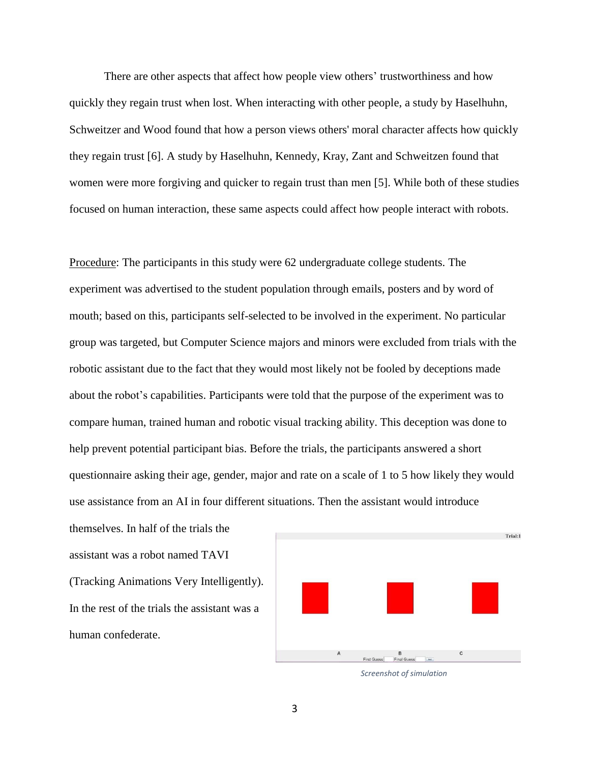There are other aspects that affect how people view others' trustworthiness and how quickly they regain trust when lost. When interacting with other people, a study by Haselhuhn, Schweitzer and Wood found that how a person views others' moral character affects how quickly they regain trust [6]. A study by Haselhuhn, Kennedy, Kray, Zant and Schweitzen found that women were more forgiving and quicker to regain trust than men [5]. While both of these studies focused on human interaction, these same aspects could affect how people interact with robots.

Procedure: The participants in this study were 62 undergraduate college students. The experiment was advertised to the student population through emails, posters and by word of mouth; based on this, participants self-selected to be involved in the experiment. No particular group was targeted, but Computer Science majors and minors were excluded from trials with the robotic assistant due to the fact that they would most likely not be fooled by deceptions made about the robot's capabilities. Participants were told that the purpose of the experiment was to compare human, trained human and robotic visual tracking ability. This deception was done to help prevent potential participant bias. Before the trials, the participants answered a short questionnaire asking their age, gender, major and rate on a scale of 1 to 5 how likely they would use assistance from an AI in four different situations. Then the assistant would introduce themselves. In half of the trials the assistant was a robot named TAVI (Tracking Animations Very Intelligently). In the rest of the trials the assistant was a human confederate.

*Screenshot of simulation*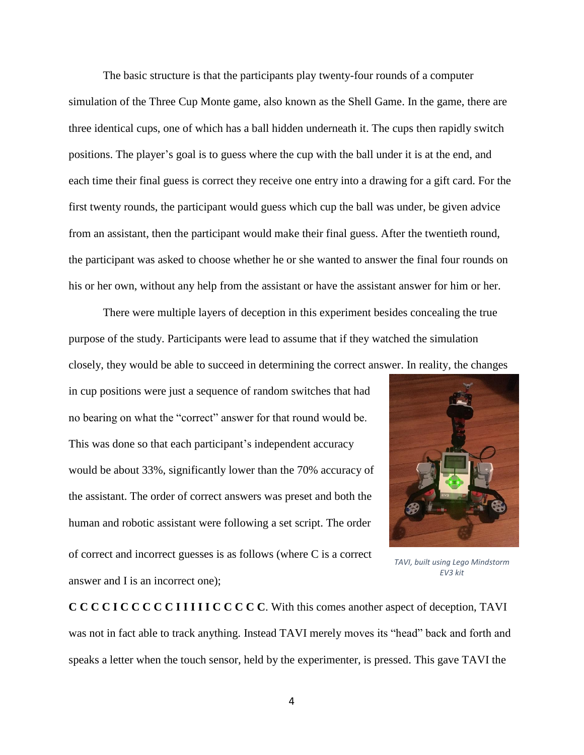The basic structure is that the participants play twenty-four rounds of a computer simulation of the Three Cup Monte game, also known as the Shell Game. In the game, there are three identical cups, one of which has a ball hidden underneath it. The cups then rapidly switch positions. The player's goal is to guess where the cup with the ball under it is at the end, and each time their final guess is correct they receive one entry into a drawing for a gift card. For the first twenty rounds, the participant would guess which cup the ball was under, be given advice from an assistant, then the participant would make their final guess. After the twentieth round, the participant was asked to choose whether he or she wanted to answer the final four rounds on his or her own, without any help from the assistant or have the assistant answer for him or her.

There were multiple layers of deception in this experiment besides concealing the true purpose of the study. Participants were lead to assume that if they watched the simulation closely, they would be able to succeed in determining the correct answer. In reality, the changes in cup positions were just a sequence of random switches that had no bearing on what the "correct" answer for that round would be. This was done so that each participant's independent accuracy would be about 33%, significantly lower than the 70% accuracy of the assistant. The order of correct answers was preset and both the human and robotic assistant were following a set script. The order of correct and incorrect guesses is as follows (where C is a correct answer and I is an incorrect one);

*TAVI, built using Lego Mindstorm EV3 kit*

**C C C C I C C C C C I I I I I C C C C C**. With this comes another aspect of deception, TAVI was not in fact able to track anything. Instead TAVI merely moves its "head" back and forth and speaks a letter when the touch sensor, held by the experimenter, is pressed. This gave TAVI the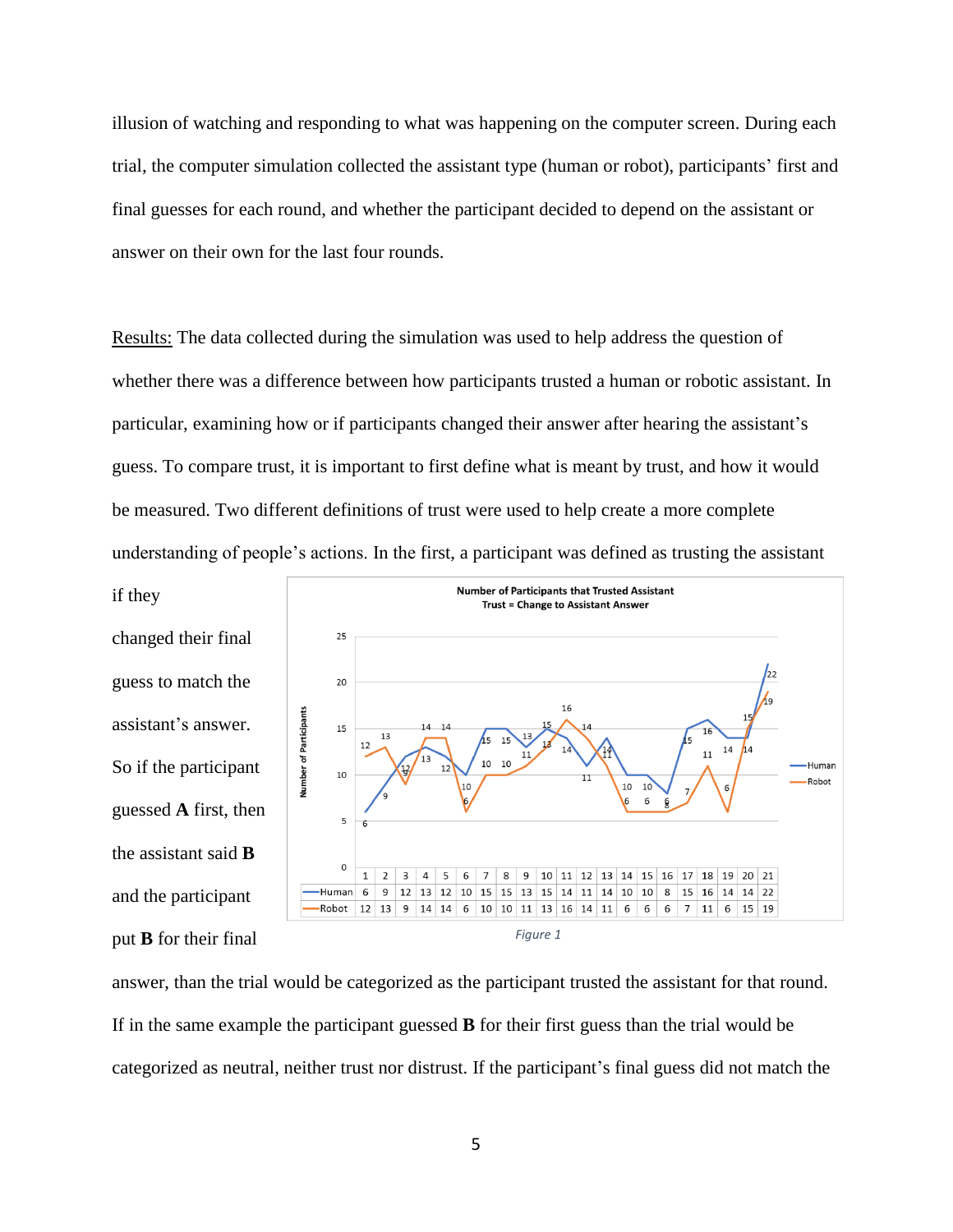illusion of watching and responding to what was happening on the computer screen. During each trial, the computer simulation collected the assistant type (human or robot), participants' first and final guesses for each round, and whether the participant decided to depend on the assistant or answer on their own for the last four rounds.

<u>Results:</u> The data collected during the simulation was used to help address the question of whether there was a difference between how participants trusted a human or robotic assistant. In particular, examining how or if participants changed their answer after hearing the assistant's guess. To compare trust, it is important to first define what is meant by trust, and how it would be measured. Two different definitions of trust were used to help create a more complete understanding of people's actions. In the first, a participant was defined as trusting the assistant if they changed their final guess to match the assistant's answer. So if the participant guessed **A** first, then the assistant said **B** and the participant put **B** for their final answer, than the trial would be categorized as the participant trusted the assistant for that round. If in the same example the participant guessed **B** for their first guess than the trial would be categorized as neutral, neither trust nor distrust. If the participant's final guess did not match the

**Number of Participants that Trusted Assistant**
**Trust = Change to Assistant Answer**

| | 1 | 2 | 3 | 4 | 5 | 6 | 7 | 8 | 9 | 10 | 11 | 12 | 13 | 14 | 15 | 16 | 17 | 18 | 19 | 20 | 21 |
|---|---|---|---|---|---|---|---|---|---|---|---|---|---|---|---|---|---|---|---|---|---|
| Human | 6 | 9 | 12 | 13 | 12 | 10 | 15 | 15 | 13 | 15 | 14 | 11 | 14 | 10 | 10 | 8 | 15 | 16 | 14 | 14 | 22 |
| Robot | 12 | 13 | 9 | 14 | 14 | 6 | 10 | 10 | 11 | 13 | 16 | 14 | 11 | 6 | 6 | 6 | 7 | 11 | 6 | 15 | 19 |

*Figure 1*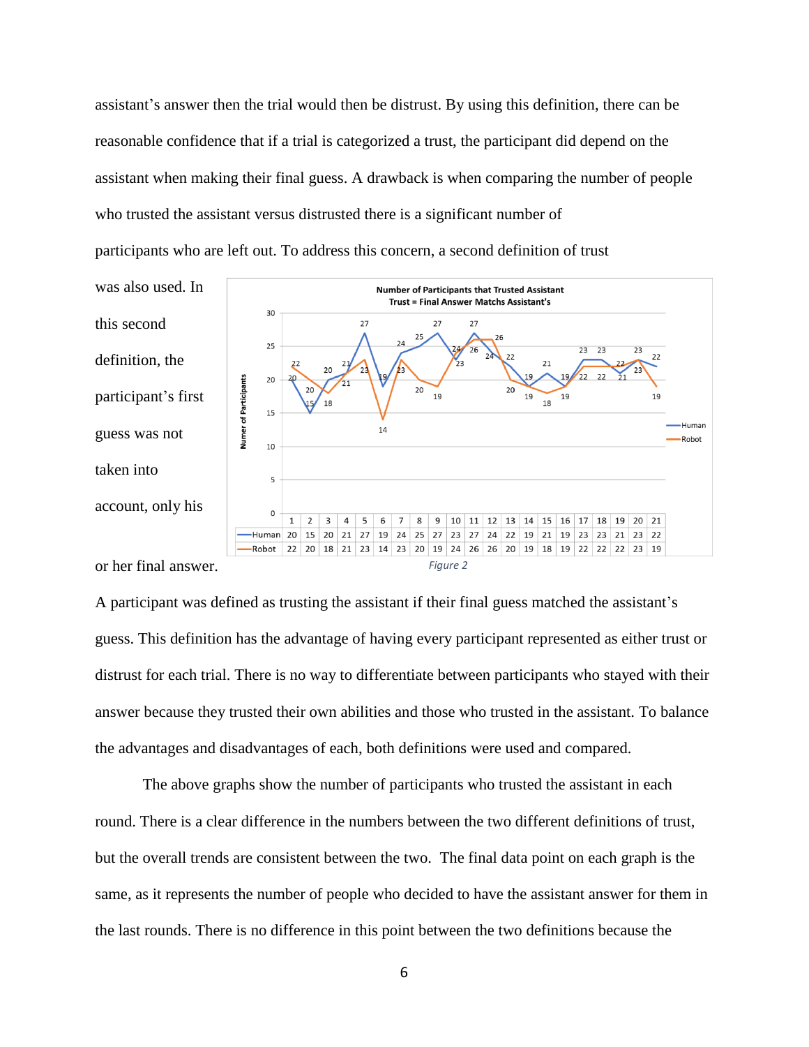assistant's answer then the trial would then be distrust. By using this definition, there can be reasonable confidence that if a trial is categorized a trust, the participant did depend on the assistant when making their final guess. A drawback is when comparing the number of people who trusted the assistant versus distrusted there is a significant number of participants who are left out. To address this concern, a second definition of trust was also used. In this second definition, the participant's first guess was not taken into account, only his or her final answer.

**Number of Participants that Trusted Assistant**
**Trust = Final Answer Matchs Assistant's**

| | 1 | 2 | 3 | 4 | 5 | 6 | 7 | 8 | 9 | 10 | 11 | 12 | 13 | 14 | 15 | 16 | 17 | 18 | 19 | 20 | 21 |
|---|---|---|---|---|---|---|---|---|---|---|---|---|---|---|---|---|---|---|---|---|---|
| Human | 20 | 15 | 20 | 21 | 27 | 19 | 24 | 25 | 27 | 23 | 27 | 24 | 22 | 19 | 21 | 19 | 23 | 23 | 21 | 23 | 22 |
| Robot | 22 | 20 | 18 | 21 | 23 | 14 | 23 | 20 | 19 | 24 | 26 | 26 | 20 | 19 | 18 | 19 | 22 | 22 | 22 | 23 | 19 |

*Figure 2*

A participant was defined as trusting the assistant if their final guess matched the assistant's guess. This definition has the advantage of having every participant represented as either trust or distrust for each trial. There is no way to differentiate between participants who stayed with their answer because they trusted their own abilities and those who trusted in the assistant. To balance the advantages and disadvantages of each, both definitions were used and compared.

The above graphs show the number of participants who trusted the assistant in each round. There is a clear difference in the numbers between the two different definitions of trust, but the overall trends are consistent between the two. The final data point on each graph is the same, as it represents the number of people who decided to have the assistant answer for them in the last rounds. There is no difference in this point between the two definitions because the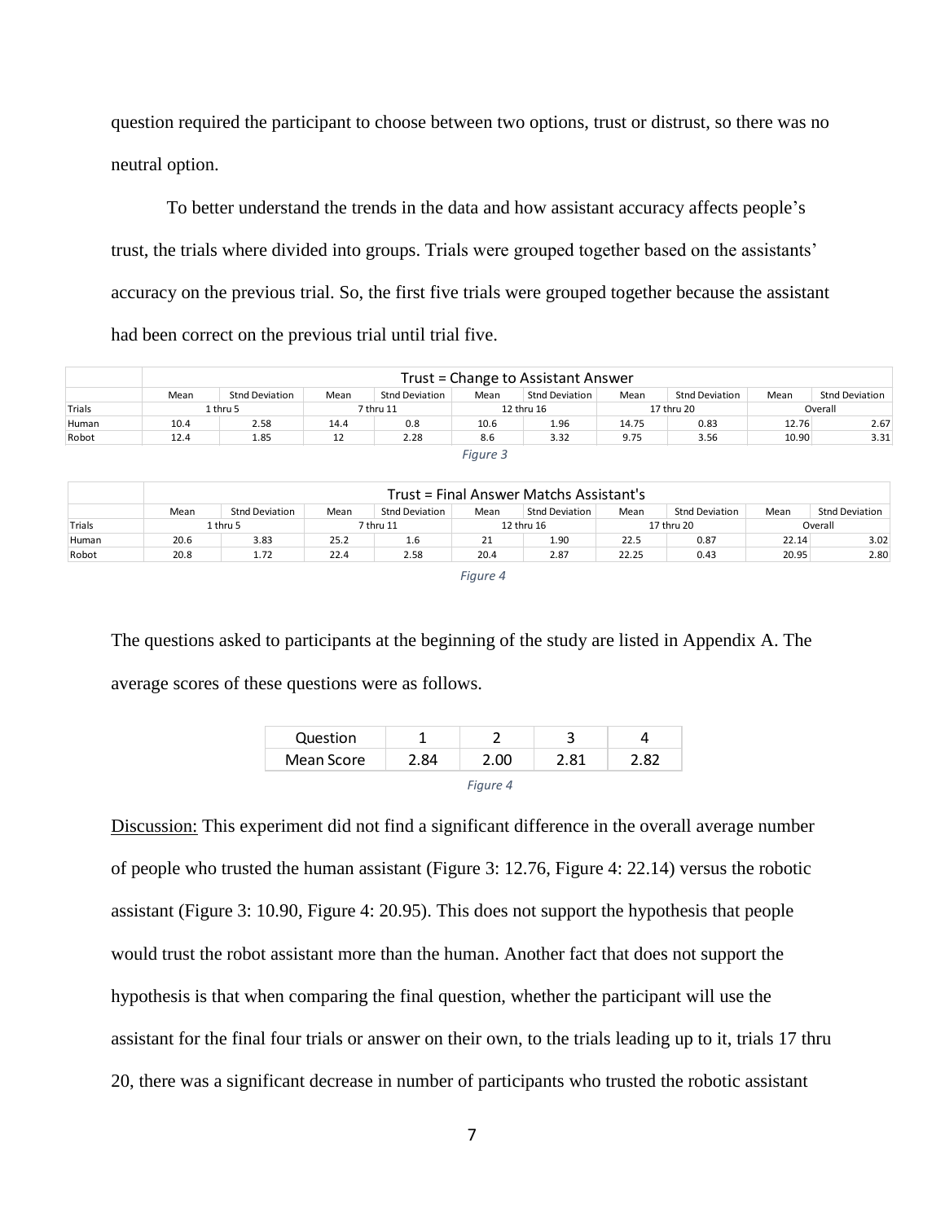question required the participant to choose between two options, trust or distrust, so there was no neutral option.

To better understand the trends in the data and how assistant accuracy affects people's trust, the trials where divided into groups. Trials were grouped together based on the assistants' accuracy on the previous trial. So, the first five trials were grouped together because the assistant had been correct on the previous trial until trial five.

| | Trust = Change to Assistant Answer | | | | | | | | | |
|---|---|---|---|---|---|---|---|---|---|---|
| | Mean | Stnd Deviation | Mean | Stnd Deviation | Mean | Stnd Deviation | Mean | Stnd Deviation | Mean | Stnd Deviation |
| Trials | 1 thru 5 | | 7 thru 11 | | 12 thru 16 | | 17 thru 20 | | Overall | |
| Human | 10.4 | 2.58 | 14.4 | 0.8 | 10.6 | 1.96 | 14.75 | 0.83 | 12.76 | 2.67 |
| Robot | 12.4 | 1.85 | 12 | 2.28 | 8.6 | 3.32 | 9.75 | 3.56 | 10.90 | 3.31 |

*Figure 3*

| | Trust = Final Answer Matchs Assistant's | | | | | | | | | |
|---|---|---|---|---|---|---|---|---|---|---|
| | Mean | Stnd Deviation | Mean | Stnd Deviation | Mean | Stnd Deviation | Mean | Stnd Deviation | Mean | Stnd Deviation |
| Trials | 1 thru 5 | | 7 thru 11 | | 12 thru 16 | | 17 thru 20 | | Overall | |
| Human | 20.6 | 3.83 | 25.2 | 1.6 | 21 | 1.90 | 22.5 | 0.87 | 22.14 | 3.02 |
| Robot | 20.8 | 1.72 | 22.4 | 2.58 | 20.4 | 2.87 | 22.25 | 0.43 | 20.95 | 2.80 |

*Figure 4*

The questions asked to participants at the beginning of the study are listed in Appendix A. The average scores of these questions were as follows.

| Question | 1 | 2 | 3 | 4 |
|---|---|---|---|---|
| Mean Score | 2.84 | 2.00 | 2.81 | 2.82 |

*Figure 4*

Discussion: This experiment did not find a significant difference in the overall average number of people who trusted the human assistant (Figure 3: 12.76, Figure 4: 22.14) versus the robotic assistant (Figure 3: 10.90, Figure 4: 20.95). This does not support the hypothesis that people would trust the robot assistant more than the human. Another fact that does not support the hypothesis is that when comparing the final question, whether the participant will use the assistant for the final four trials or answer on their own, to the trials leading up to it, trials 17 thru 20, there was a significant decrease in number of participants who trusted the robotic assistant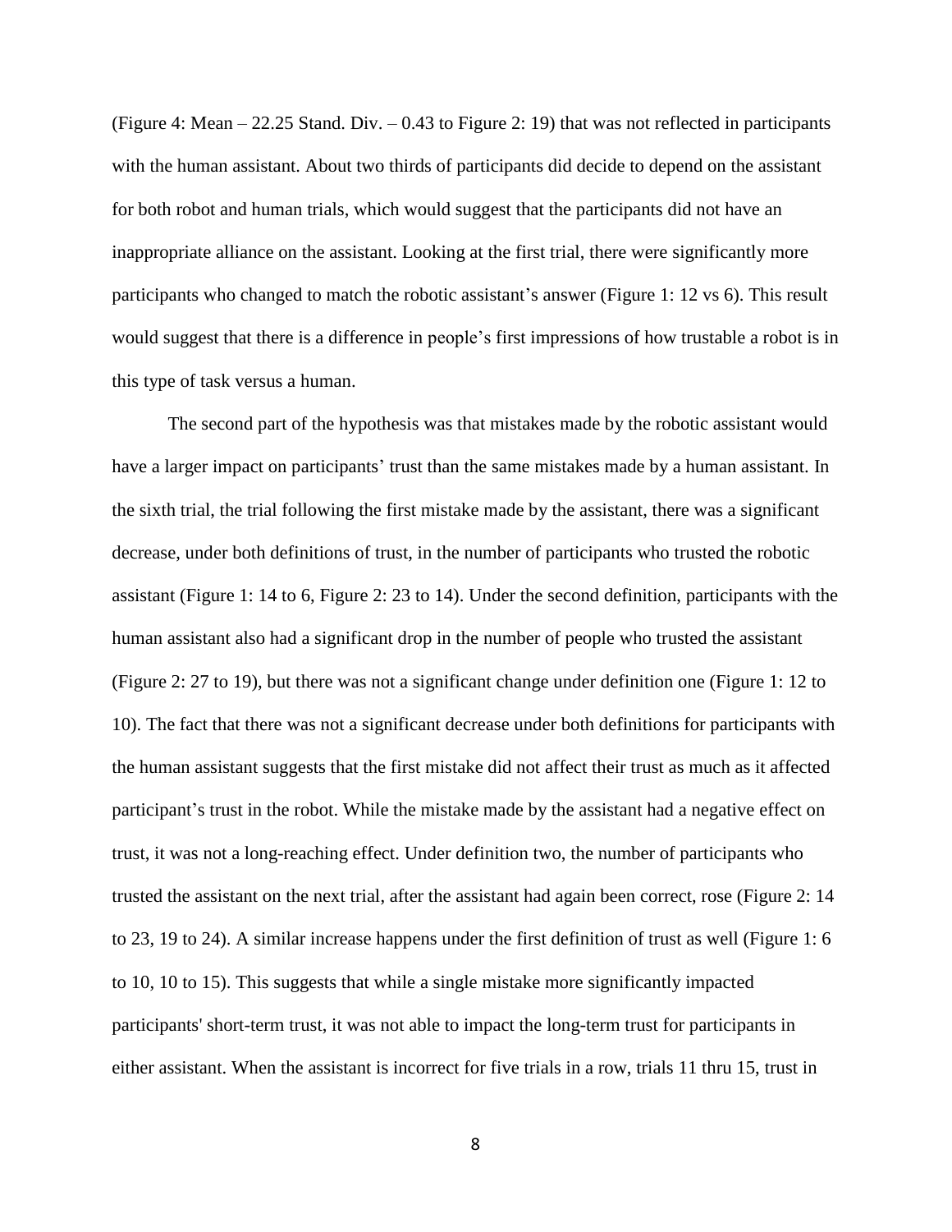(Figure 4: Mean – 22.25 Stand. Div. – 0.43 to Figure 2: 19) that was not reflected in participants with the human assistant. About two thirds of participants did decide to depend on the assistant for both robot and human trials, which would suggest that the participants did not have an inappropriate alliance on the assistant. Looking at the first trial, there were significantly more participants who changed to match the robotic assistant's answer (Figure 1: 12 vs 6). This result would suggest that there is a difference in people's first impressions of how trustable a robot is in this type of task versus a human.

The second part of the hypothesis was that mistakes made by the robotic assistant would have a larger impact on participants' trust than the same mistakes made by a human assistant. In the sixth trial, the trial following the first mistake made by the assistant, there was a significant decrease, under both definitions of trust, in the number of participants who trusted the robotic assistant (Figure 1: 14 to 6, Figure 2: 23 to 14). Under the second definition, participants with the human assistant also had a significant drop in the number of people who trusted the assistant (Figure 2: 27 to 19), but there was not a significant change under definition one (Figure 1: 12 to 10). The fact that there was not a significant decrease under both definitions for participants with the human assistant suggests that the first mistake did not affect their trust as much as it affected participant's trust in the robot. While the mistake made by the assistant had a negative effect on trust, it was not a long-reaching effect. Under definition two, the number of participants who trusted the assistant on the next trial, after the assistant had again been correct, rose (Figure 2: 14 to 23, 19 to 24). A similar increase happens under the first definition of trust as well (Figure 1: 6 to 10, 10 to 15). This suggests that while a single mistake more significantly impacted participants' short-term trust, it was not able to impact the long-term trust for participants in either assistant. When the assistant is incorrect for five trials in a row, trials 11 thru 15, trust in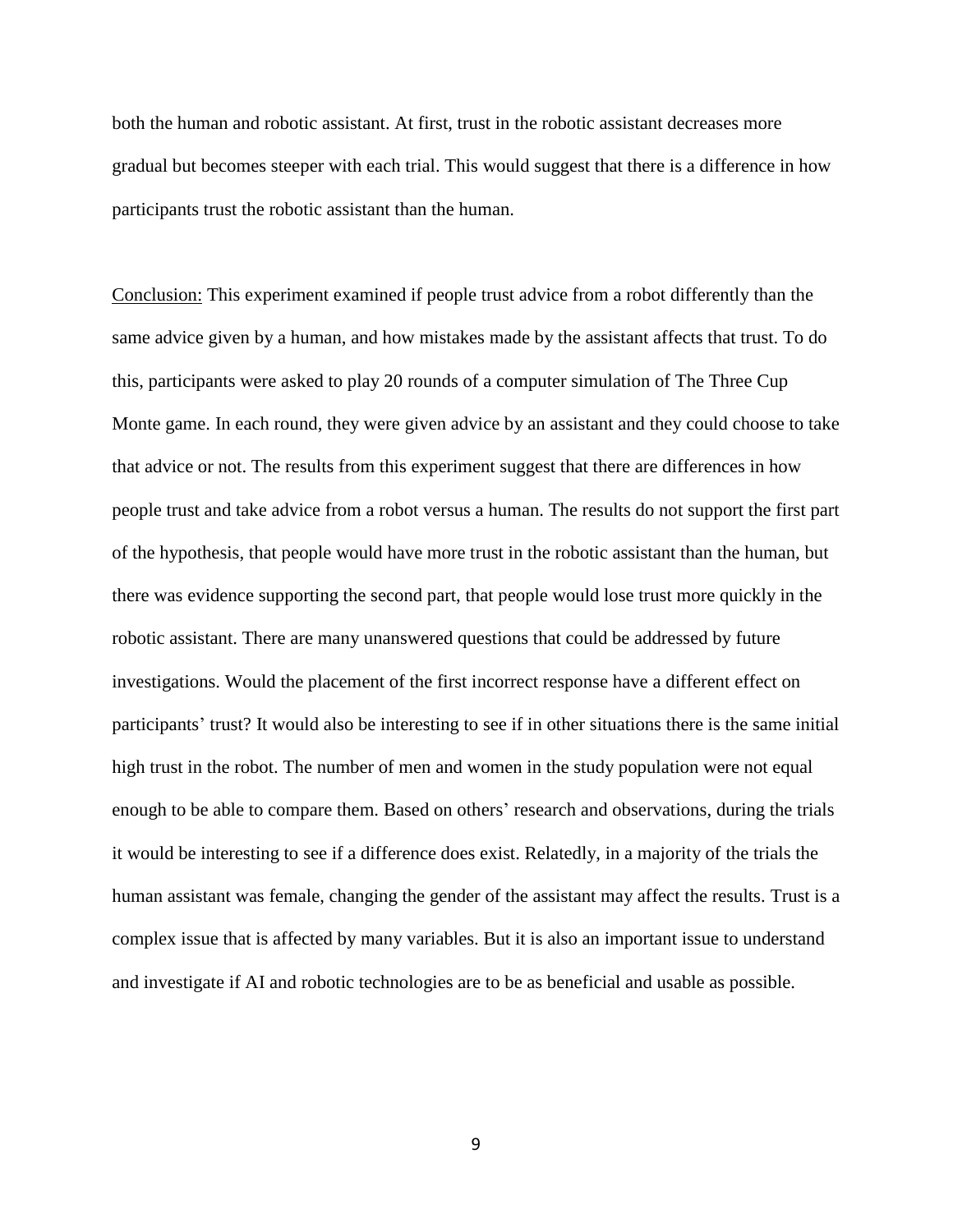both the human and robotic assistant. At first, trust in the robotic assistant decreases more gradual but becomes steeper with each trial. This would suggest that there is a difference in how participants trust the robotic assistant than the human.

Conclusion: This experiment examined if people trust advice from a robot differently than the same advice given by a human, and how mistakes made by the assistant affects that trust. To do this, participants were asked to play 20 rounds of a computer simulation of The Three Cup Monte game. In each round, they were given advice by an assistant and they could choose to take that advice or not. The results from this experiment suggest that there are differences in how people trust and take advice from a robot versus a human. The results do not support the first part of the hypothesis, that people would have more trust in the robotic assistant than the human, but there was evidence supporting the second part, that people would lose trust more quickly in the robotic assistant. There are many unanswered questions that could be addressed by future investigations. Would the placement of the first incorrect response have a different effect on participants' trust? It would also be interesting to see if in other situations there is the same initial high trust in the robot. The number of men and women in the study population were not equal enough to be able to compare them. Based on others' research and observations, during the trials it would be interesting to see if a difference does exist. Relatedly, in a majority of the trials the human assistant was female, changing the gender of the assistant may affect the results. Trust is a complex issue that is affected by many variables. But it is also an important issue to understand and investigate if AI and robotic technologies are to be as beneficial and usable as possible.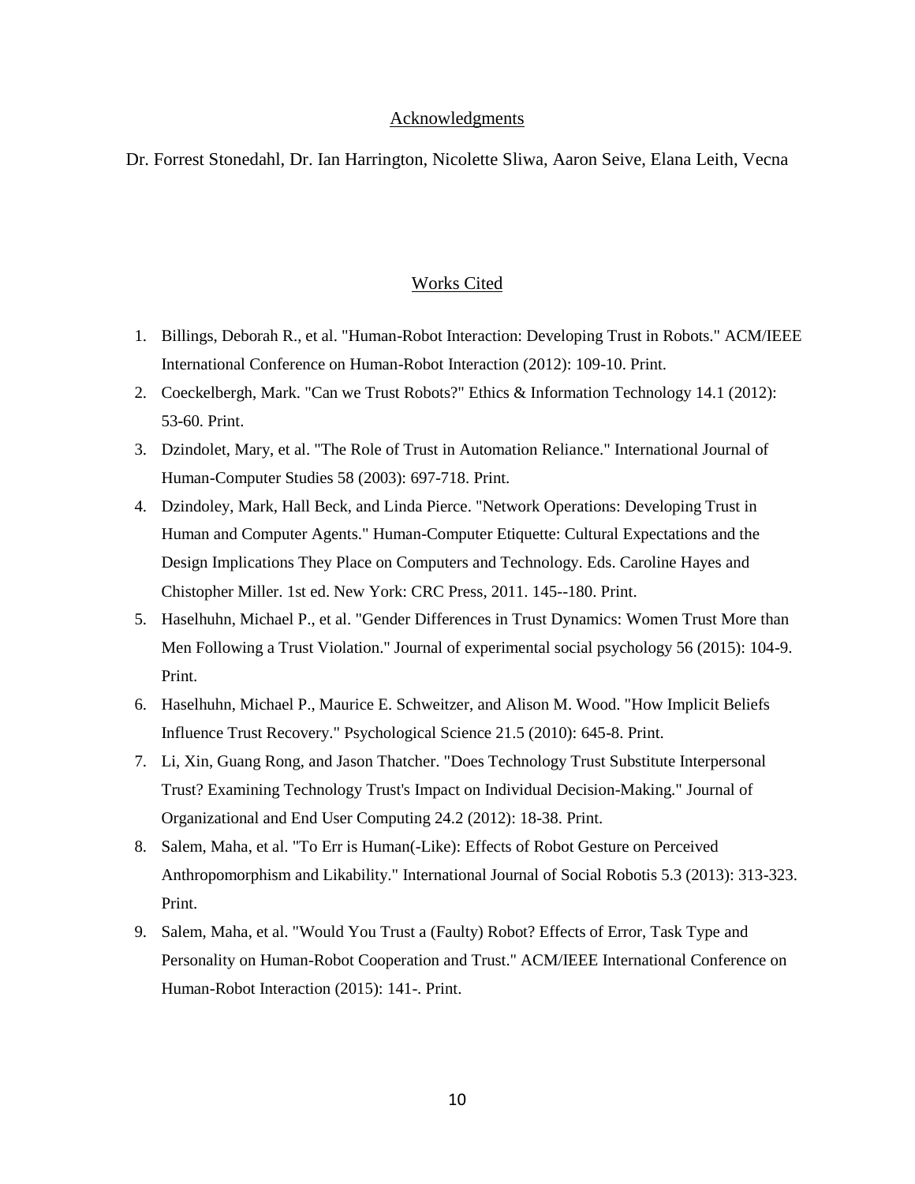## Acknowledgments

Dr. Forrest Stonedahl, Dr. Ian Harrington, Nicolette Sliwa, Aaron Seive, Elana Leith, Vecna

## Works Cited

1. Billings, Deborah R., et al. "Human-Robot Interaction: Developing Trust in Robots." ACM/IEEE International Conference on Human-Robot Interaction (2012): 109-10. Print.
2. Coeckelbergh, Mark. "Can we Trust Robots?" Ethics & Information Technology 14.1 (2012): 53-60. Print.
3. Dzindolet, Mary, et al. "The Role of Trust in Automation Reliance." International Journal of Human-Computer Studies 58 (2003): 697-718. Print.
4. Dzindoley, Mark, Hall Beck, and Linda Pierce. "Network Operations: Developing Trust in Human and Computer Agents." Human-Computer Etiquette: Cultural Expectations and the Design Implications They Place on Computers and Technology. Eds. Caroline Hayes and Chistopher Miller. 1st ed. New York: CRC Press, 2011. 145--180. Print.
5. Haselhuhn, Michael P., et al. "Gender Differences in Trust Dynamics: Women Trust More than Men Following a Trust Violation." Journal of experimental social psychology 56 (2015): 104-9. Print.
6. Haselhuhn, Michael P., Maurice E. Schweitzer, and Alison M. Wood. "How Implicit Beliefs Influence Trust Recovery." Psychological Science 21.5 (2010): 645-8. Print.
7. Li, Xin, Guang Rong, and Jason Thatcher. "Does Technology Trust Substitute Interpersonal Trust? Examining Technology Trust's Impact on Individual Decision-Making." Journal of Organizational and End User Computing 24.2 (2012): 18-38. Print.
8. Salem, Maha, et al. "To Err is Human(-Like): Effects of Robot Gesture on Perceived Anthropomorphism and Likability." International Journal of Social Robotis 5.3 (2013): 313-323. Print.
9. Salem, Maha, et al. "Would You Trust a (Faulty) Robot? Effects of Error, Task Type and Personality on Human-Robot Cooperation and Trust." ACM/IEEE International Conference on Human-Robot Interaction (2015): 141-. Print.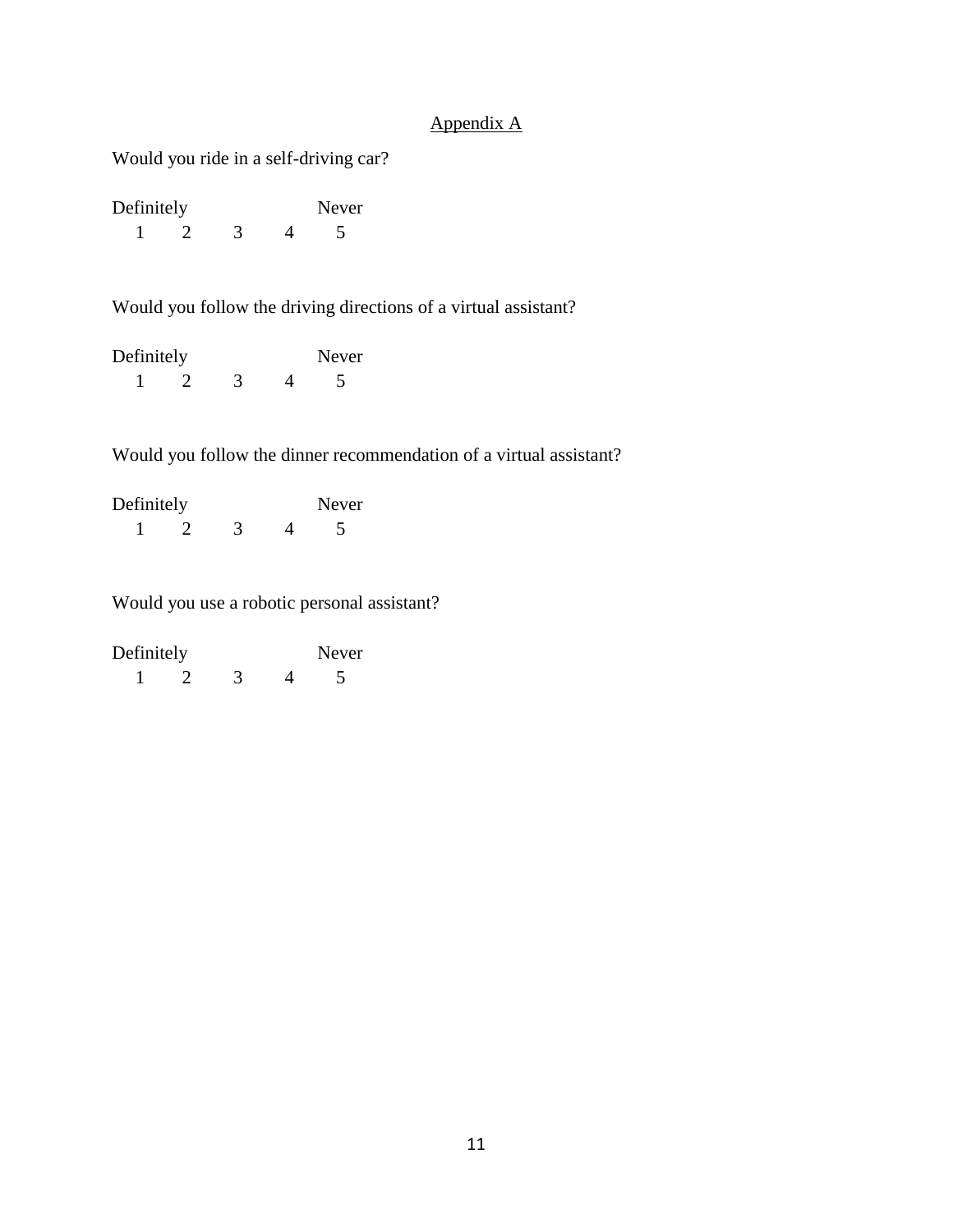## Appendix A

Would you ride in a self-driving car?

Definitely Never
1 2 3 4 5

Would you follow the driving directions of a virtual assistant?

Definitely Never
1 2 3 4 5

Would you follow the dinner recommendation of a virtual assistant?

Definitely Never
1 2 3 4 5

Would you use a robotic personal assistant?

Definitely Never
1 2 3 4 5